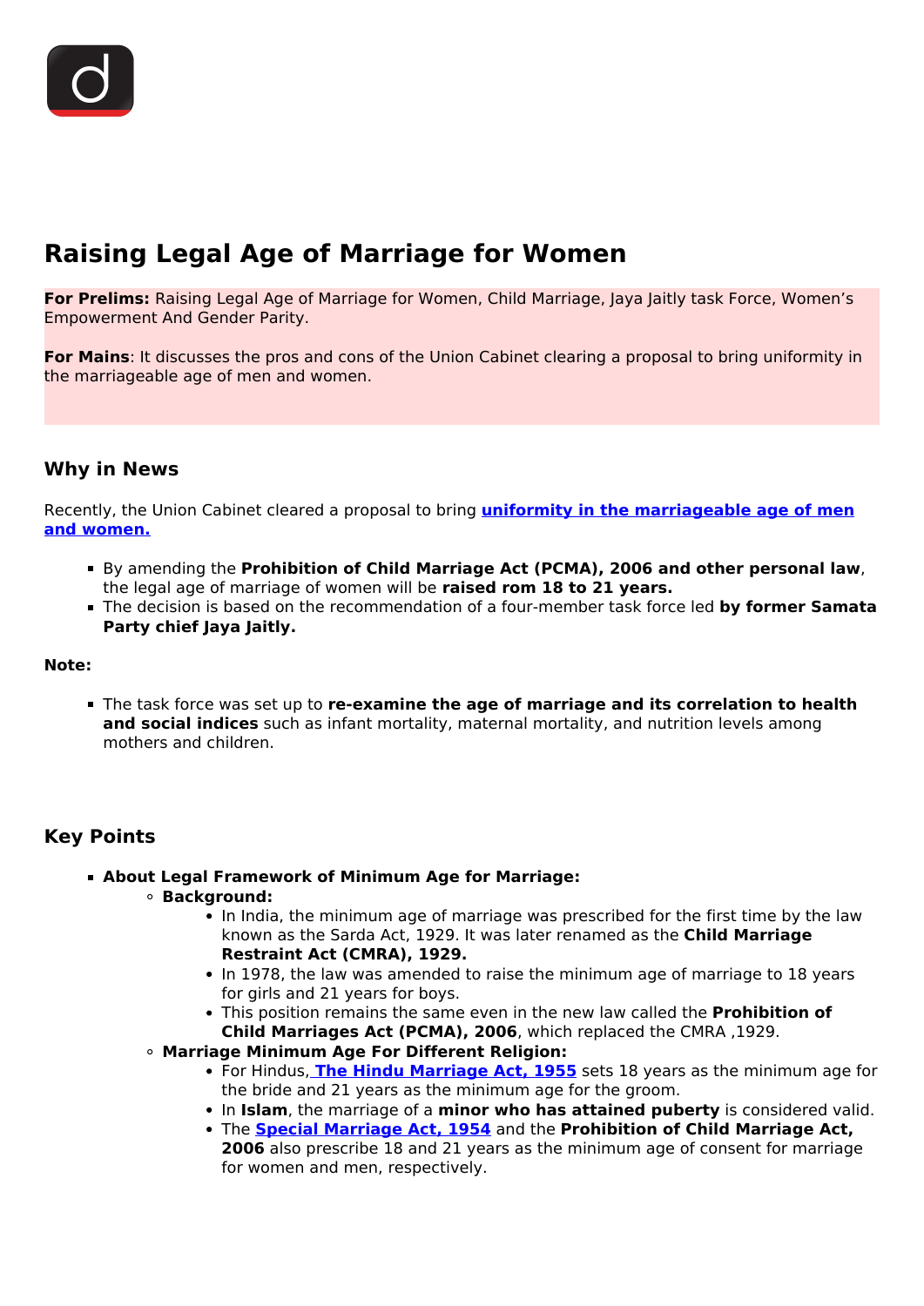# Raising Legal Age of Marriage for Women

**For Prelims:** Raising Legal Age of Marriage for Women, Child Marriage, Jaya Jaitly task Force, Women's Empowerment And Gender Parity.

**For Mains**: It discusses the pros and cons of the Union Cabinet clearing a proposal to bring uniformity in the marriageable age of men and women.

## Why in News

Recently, the Union Cabinet cleared a proposal to bring **uniformity in the marriageable age of men and women.**

- By amending the **Prohibition of Child Marriage Act (PCMA), 2006 and other personal law**, the legal age of marriage of women will be **raised rom 18 to 21 years.**
- The decision is based on the recommendation of a four-member task force led **by former Samata Party chief Jaya Jaitly.**

**Note:**

- The task force was set up to **re-examine the age of marriage and its correlation to health and social indices** such as infant mortality, maternal mortality, and nutrition levels among mothers and children.

## Key Points

- **About Legal Framework of Minimum Age for Marriage:**
  - **Background:**
    - In India, the minimum age of marriage was prescribed for the first time by the law known as the Sarda Act, 1929. It was later renamed as the **Child Marriage Restraint Act (CMRA), 1929.**
    - In 1978, the law was amended to raise the minimum age of marriage to 18 years for girls and 21 years for boys.
    - This position remains the same even in the new law called the **Prohibition of Child Marriages Act (PCMA), 2006**, which replaced the CMRA ,1929.
  - **Marriage Minimum Age For Different Religion:**
    - For Hindus, **The Hindu Marriage Act, 1955** sets 18 years as the minimum age for the bride and 21 years as the minimum age for the groom.
    - In **Islam**, the marriage of a **minor who has attained puberty** is considered valid.
    - The **Special Marriage Act, 1954** and the **Prohibition of Child Marriage Act, 2006** also prescribe 18 and 21 years as the minimum age of consent for marriage for women and men, respectively.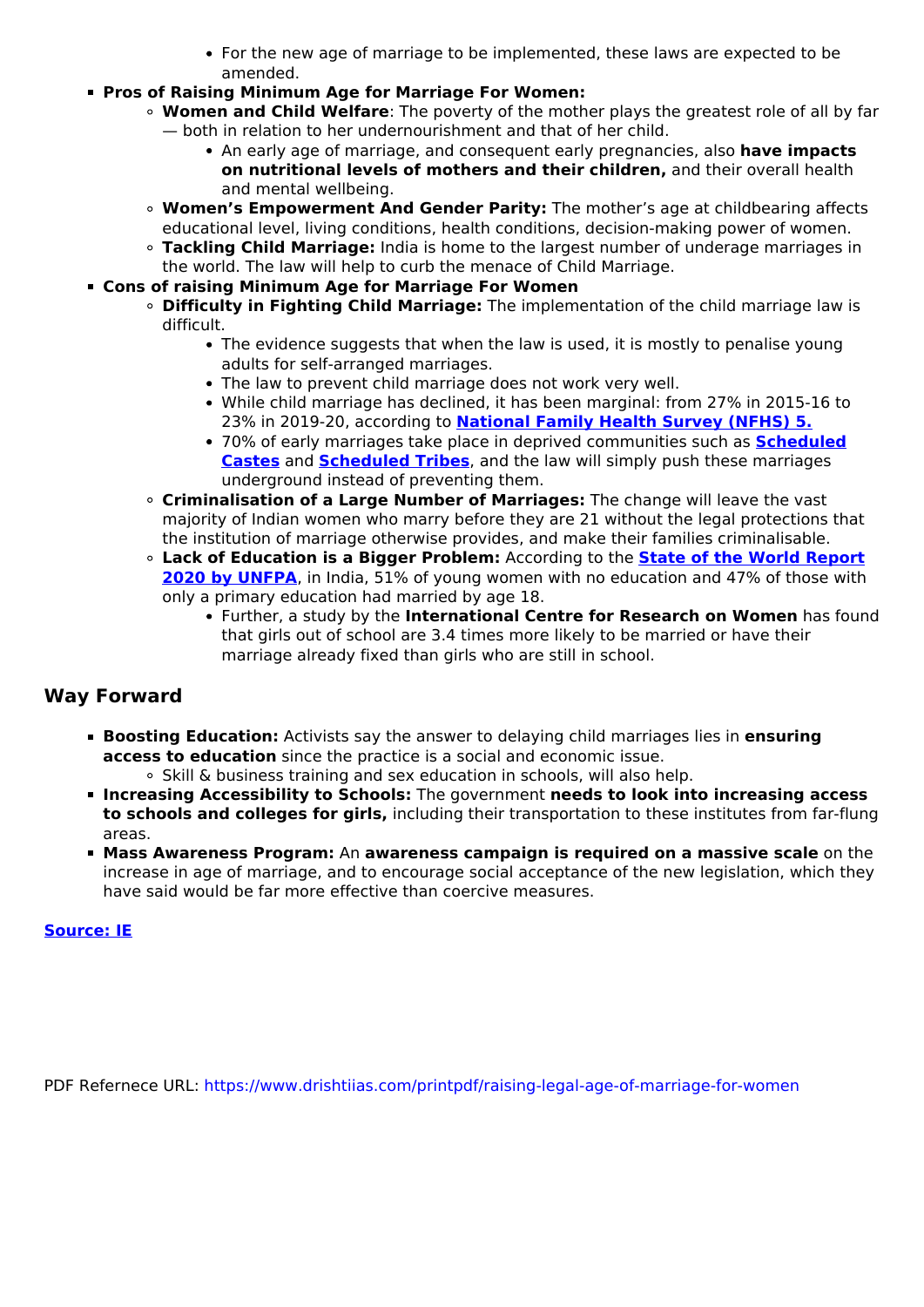- For the new age of marriage to be implemented, these laws are expected to be amended.
- **Pros of Raising Minimum Age for Marriage For Women:**
    - **Women and Child Welfare**: The poverty of the mother plays the greatest role of all by far — both in relation to her undernourishment and that of her child.
        - An early age of marriage, and consequent early pregnancies, also **have impacts on nutritional levels of mothers and their children,** and their overall health and mental wellbeing.
    - **Women's Empowerment And Gender Parity:** The mother's age at childbearing affects educational level, living conditions, health conditions, decision-making power of women.
    - **Tackling Child Marriage:** India is home to the largest number of underage marriages in the world. The law will help to curb the menace of Child Marriage.
- **Cons of raising Minimum Age for Marriage For Women**
    - **Difficulty in Fighting Child Marriage:** The implementation of the child marriage law is difficult.
        - The evidence suggests that when the law is used, it is mostly to penalise young adults for self-arranged marriages.
        - The law to prevent child marriage does not work very well.
        - While child marriage has declined, it has been marginal: from 27% in 2015-16 to 23% in 2019-20, according to **National Family Health Survey (NFHS) 5.**
        - 70% of early marriages take place in deprived communities such as **Scheduled Castes** and **Scheduled Tribes**, and the law will simply push these marriages underground instead of preventing them.
    - **Criminalisation of a Large Number of Marriages:** The change will leave the vast majority of Indian women who marry before they are 21 without the legal protections that the institution of marriage otherwise provides, and make their families criminalisable.
    - **Lack of Education is a Bigger Problem:** According to the **State of the World Report 2020 by UNFPA**, in India, 51% of young women with no education and 47% of those with only a primary education had married by age 18.
        - Further, a study by the **International Centre for Research on Women** has found that girls out of school are 3.4 times more likely to be married or have their marriage already fixed than girls who are still in school.

## Way Forward

- **Boosting Education:** Activists say the answer to delaying child marriages lies in **ensuring access to education** since the practice is a social and economic issue.
    - Skill & business training and sex education in schools, will also help.
- **Increasing Accessibility to Schools:** The government **needs to look into increasing access to schools and colleges for girls,** including their transportation to these institutes from far-flung areas.
- **Mass Awareness Program:** An **awareness campaign is required on a massive scale** on the increase in age of marriage, and to encourage social acceptance of the new legislation, which they have said would be far more effective than coercive measures.

**Source: IE**

PDF Refernece URL: https://www.drishtiias.com/printpdf/raising-legal-age-of-marriage-for-women